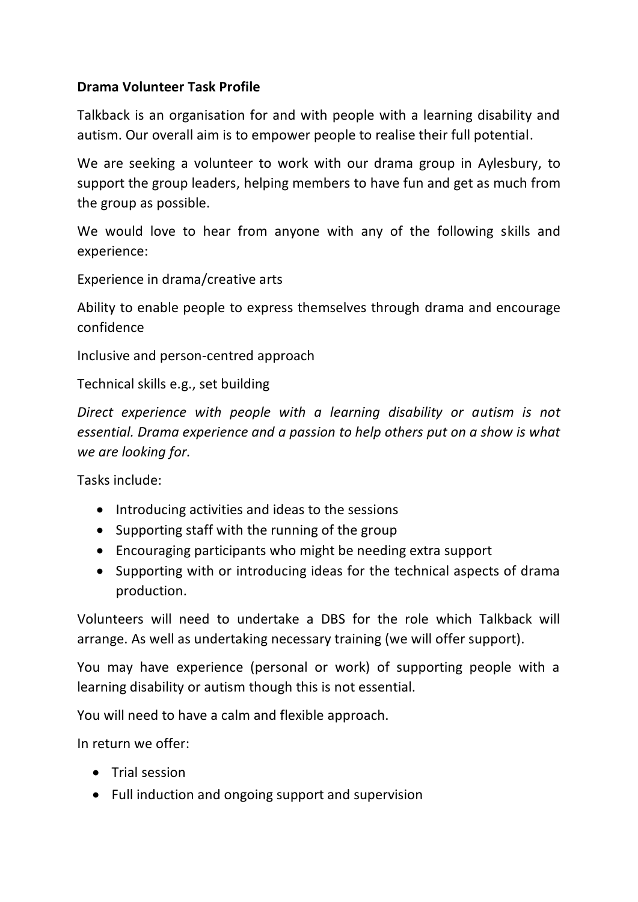**Drama Volunteer Task Profile**

Talkback is an organisation for and with people with a learning disability and autism. Our overall aim is to empower people to realise their full potential.

We are seeking a volunteer to work with our drama group in Aylesbury, to support the group leaders, helping members to have fun and get as much from the group as possible.

We would love to hear from anyone with any of the following skills and experience:

Experience in drama/creative arts

Ability to enable people to express themselves through drama and encourage confidence

Inclusive and person-centred approach

Technical skills e.g., set building

*Direct experience with people with a learning disability or autism is not essential. Drama experience and a passion to help others put on a show is what we are looking for.*

Tasks include:

- Introducing activities and ideas to the sessions
- Supporting staff with the running of the group
- Encouraging participants who might be needing extra support
- Supporting with or introducing ideas for the technical aspects of drama production.

Volunteers will need to undertake a DBS for the role which Talkback will arrange. As well as undertaking necessary training (we will offer support).

You may have experience (personal or work) of supporting people with a learning disability or autism though this is not essential.

You will need to have a calm and flexible approach.

In return we offer:

- Trial session
- Full induction and ongoing support and supervision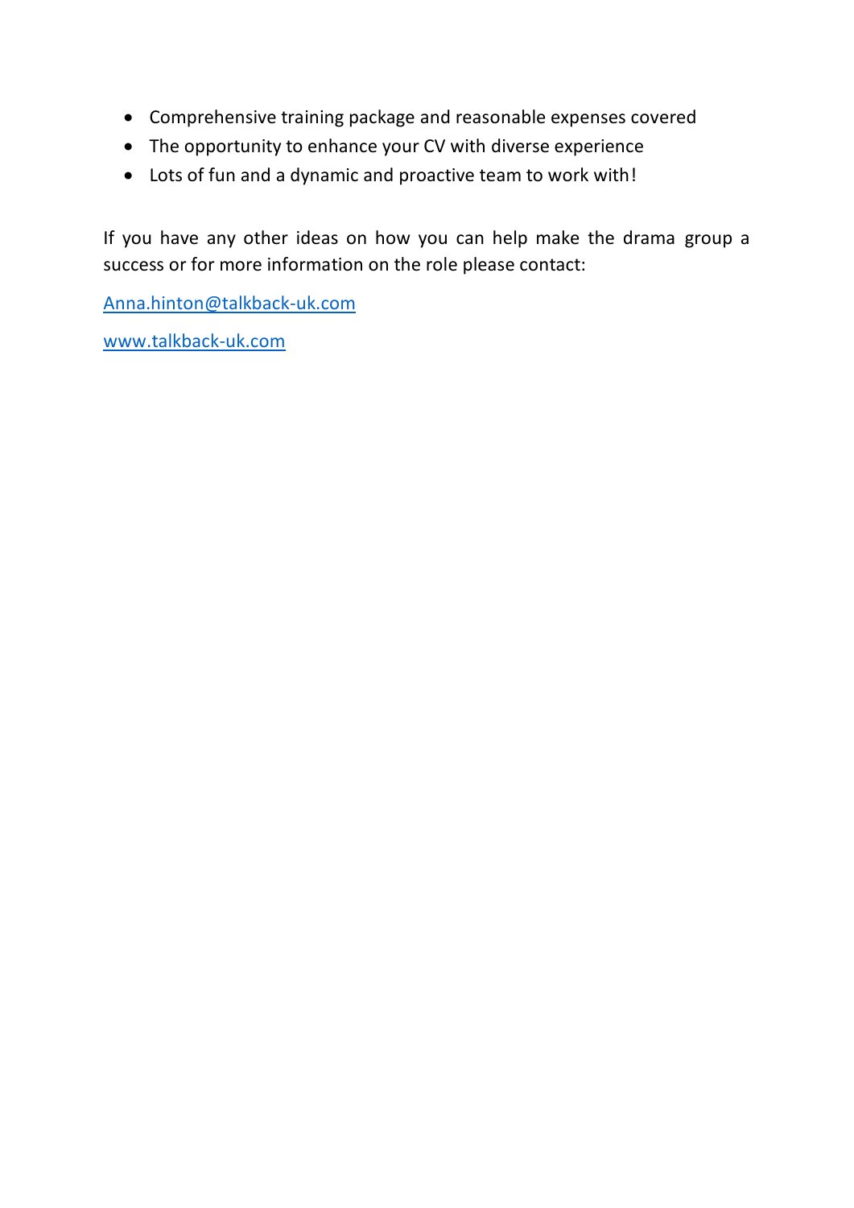- Comprehensive training package and reasonable expenses covered
- The opportunity to enhance your CV with diverse experience
- Lots of fun and a dynamic and proactive team to work with!

If you have any other ideas on how you can help make the drama group a success or for more information on the role please contact:

Anna.hinton@talkback-uk.com

www.talkback-uk.com